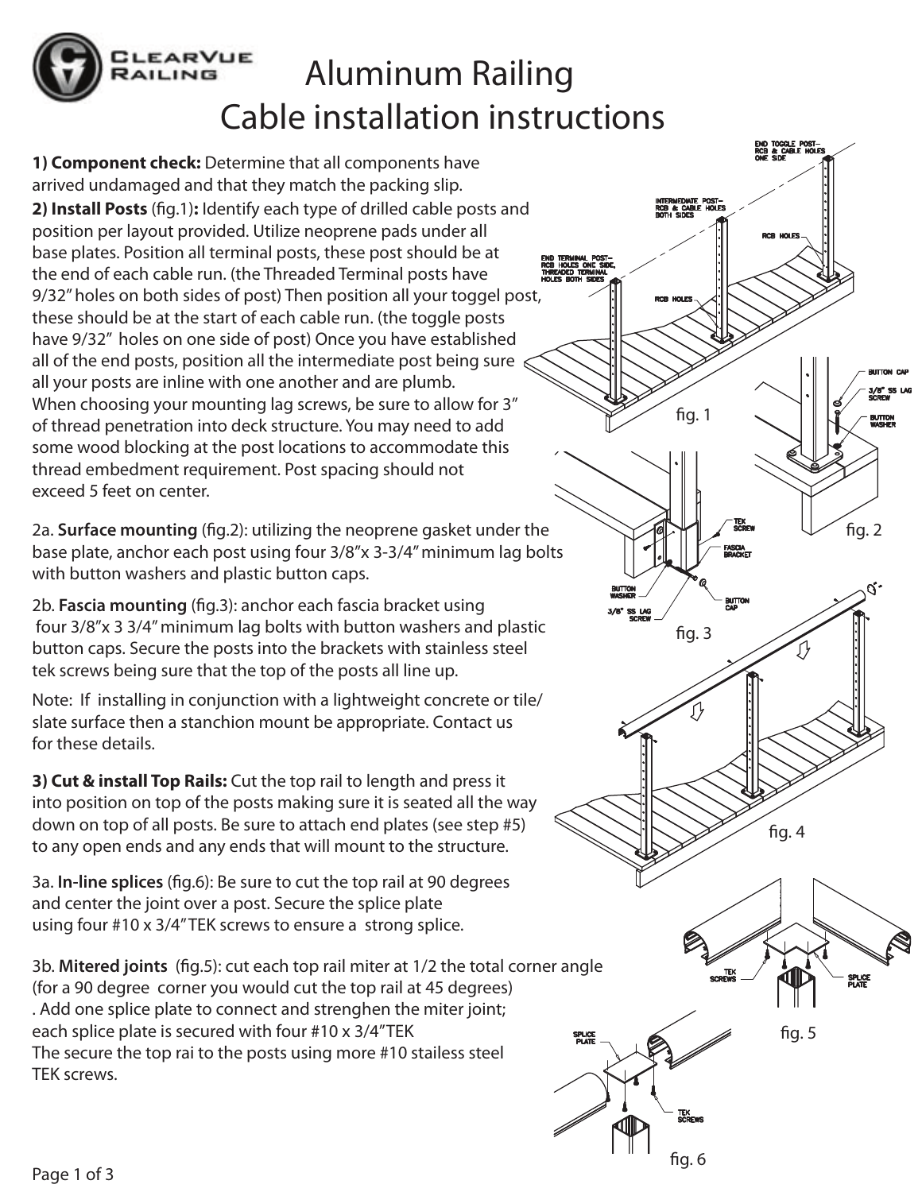# Aluminum Railing
# Cable installation instructions

**1) Component check:** Determine that all components have arrived undamaged and that they match the packing slip.

**2) Install Posts** (fig.1)**:** Identify each type of drilled cable posts and position per layout provided. Utilize neoprene pads under all base plates. Position all terminal posts, these post should be at the end of each cable run. (the Threaded Terminal posts have 9/32" holes on both sides of post) Then position all your toggel post, these should be at the start of each cable run. (the toggle posts have 9/32" holes on one side of post) Once you have established all of the end posts, position all the intermediate post being sure all your posts are inline with one another and are plumb. When choosing your mounting lag screws, be sure to allow for 3" of thread penetration into deck structure. You may need to add some wood blocking at the post locations to accommodate this thread embedment requirement. Post spacing should not exceed 5 feet on center.

2a. **Surface mounting** (fig.2): utilizing the neoprene gasket under the base plate, anchor each post using four 3/8"x 3-3/4" minimum lag bolts with button washers and plastic button caps.

2b. **Fascia mounting** (fig.3): anchor each fascia bracket using four 3/8"x 3 3/4" minimum lag bolts with button washers and plastic button caps. Secure the posts into the brackets with stainless steel tek screws being sure that the top of the posts all line up.

Note: If installing in conjunction with a lightweight concrete or tile/slate surface then a stanchion mount be appropriate. Contact us for these details.

**3) Cut & install Top Rails:** Cut the top rail to length and press it into position on top of the posts making sure it is seated all the way down on top of all posts. Be sure to attach end plates (see step #5) to any open ends and any ends that will mount to the structure.

3a. **In-line splices** (fig.6): Be sure to cut the top rail at 90 degrees and center the joint over a post. Secure the splice plate using four #10 x 3/4" TEK screws to ensure a strong splice.

3b. **Mitered joints** (fig.5): cut each top rail miter at 1/2 the total corner angle (for a 90 degree corner you would cut the top rail at 45 degrees). Add one splice plate to connect and strenghen the miter joint; each splice plate is secured with four #10 x 3/4" TEK The secure the top rai to the posts using more #10 stailess steel TEK screws.

END TOGGLE POST– RCB & CABLE HOLES ONE SIDE

INTERMEDIATE POST– RCB & CABLE HOLES BOTH SIDES

END TERMINAL POST– RCB HOLES ONE SIDE, THREADED TERMINAL HOLES BOTH SIDES

RCB HOLES

fig. 1

BUTTON CAP

3/8" SS LAG SCREW

BUTTON WASHER

fig. 2

TEK SCREW

FASCIA BRACKET

BUTTON WASHER

3/8" SS LAG SCREW

BUTTON CAP

fig. 3

fig. 4

TEK SCREWS

SPLICE PLATE

fig. 5

SPLICE PLATE

TEK SCREWS

fig. 6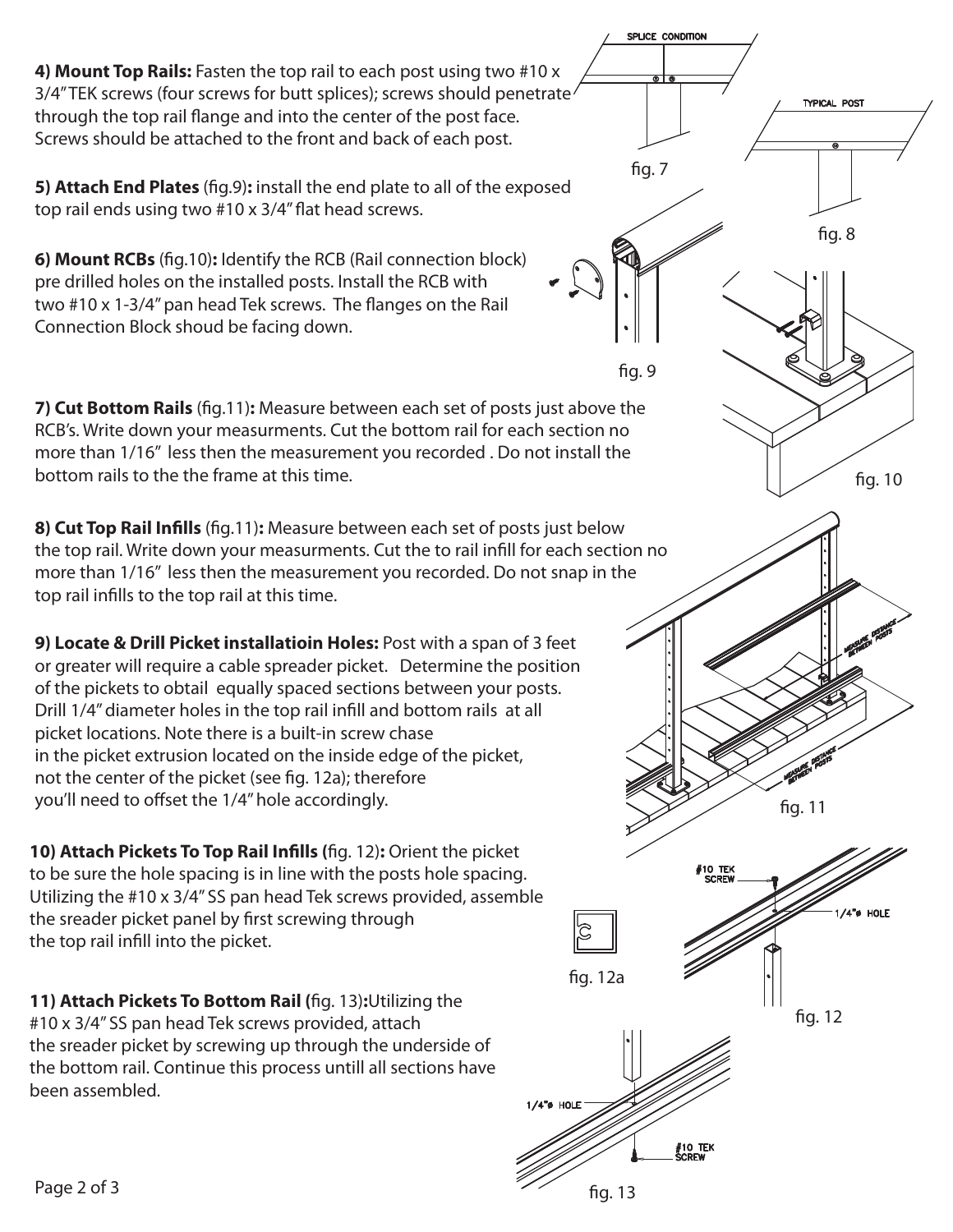**4) Mount Top Rails:** Fasten the top rail to each post using two #10 x 3/4" TEK screws (four screws for butt splices); screws should penetrate through the top rail flange and into the center of the post face. Screws should be attached to the front and back of each post.

SPLICE CONDITION

fig. 7

TYPICAL POST

fig. 8

**5) Attach End Plates** (fig.9)**:** install the end plate to all of the exposed top rail ends using two #10 x 3/4" flat head screws.

**6) Mount RCBs** (fig.10)**:** Identify the RCB (Rail connection block) pre drilled holes on the installed posts. Install the RCB with two #10 x 1-3/4" pan head Tek screws. The flanges on the Rail Connection Block shoud be facing down.

fig. 9

fig. 10

**7) Cut Bottom Rails** (fig.11)**:** Measure between each set of posts just above the RCB's. Write down your measurments. Cut the bottom rail for each section no more than 1/16" less then the measurement you recorded . Do not install the bottom rails to the the frame at this time.

**8) Cut Top Rail Infills** (fig.11)**:** Measure between each set of posts just below the top rail. Write down your measurments. Cut the to rail infill for each section no more than 1/16" less then the measurement you recorded. Do not snap in the top rail infills to the top rail at this time.

**9) Locate & Drill Picket installatioin Holes:** Post with a span of 3 feet or greater will require a cable spreader picket. Determine the position of the pickets to obtail equally spaced sections between your posts. Drill 1/4" diameter holes in the top rail infill and bottom rails at all picket locations. Note there is a built-in screw chase in the picket extrusion located on the inside edge of the picket, not the center of the picket (see fig. 12a); therefore you'll need to offset the 1/4" hole accordingly.

MEASURE DISTANCE BETWEEN POSTS

MEASURE DISTANCE BETWEEN POSTS

fig. 11

**10) Attach Pickets To Top Rail Infills (**fig. 12)**:** Orient the picket to be sure the hole spacing is in line with the posts hole spacing. Utilizing the #10 x 3/4" SS pan head Tek screws provided, assemble the sreader picket panel by first screwing through the top rail infill into the picket.

#10 TEK SCREW

1/4"ø HOLE

fig. 12a

fig. 12

**11) Attach Pickets To Bottom Rail (**fig. 13)**:**Utilizing the #10 x 3/4" SS pan head Tek screws provided, attach the sreader picket by screwing up through the underside of the bottom rail. Continue this process untill all sections have been assembled.

1/4"ø HOLE

#10 TEK SCREW

fig. 13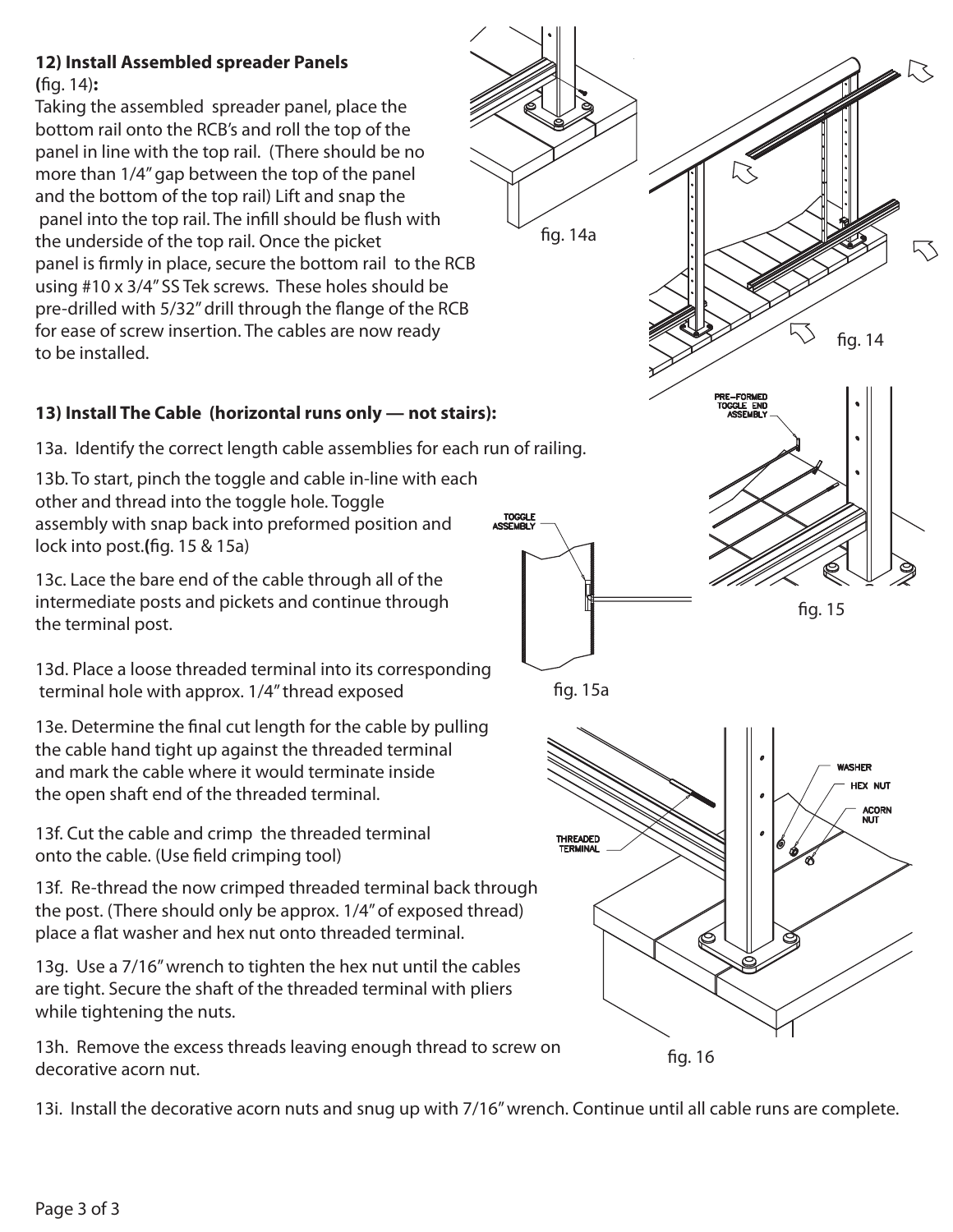### 12) Install Assembled spreader Panels

**(**fig. 14)**:**

Taking the assembled spreader panel, place the bottom rail onto the RCB's and roll the top of the panel in line with the top rail. (There should be no more than 1/4" gap between the top of the panel and the bottom of the top rail) Lift and snap the panel into the top rail. The infill should be flush with the underside of the top rail. Once the picket panel is firmly in place, secure the bottom rail to the RCB using #10 x 3/4" SS Tek screws. These holes should be pre-drilled with 5/32" drill through the flange of the RCB for ease of screw insertion. The cables are now ready to be installed.

fig. 14a

fig. 14

### 13) Install The Cable (horizontal runs only — not stairs):

13a. Identify the correct length cable assemblies for each run of railing.

13b. To start, pinch the toggle and cable in-line with each other and thread into the toggle hole. Toggle assembly with snap back into preformed position and lock into post.**(**fig. 15 & 15a)

13c. Lace the bare end of the cable through all of the intermediate posts and pickets and continue through the terminal post.

13d. Place a loose threaded terminal into its corresponding terminal hole with approx. 1/4" thread exposed

13e. Determine the final cut length for the cable by pulling the cable hand tight up against the threaded terminal and mark the cable where it would terminate inside the open shaft end of the threaded terminal.

13f. Cut the cable and crimp the threaded terminal onto the cable. (Use field crimping tool)

13f. Re-thread the now crimped threaded terminal back through the post. (There should only be approx. 1/4" of exposed thread) place a flat washer and hex nut onto threaded terminal.

13g. Use a 7/16" wrench to tighten the hex nut until the cables are tight. Secure the shaft of the threaded terminal with pliers while tightening the nuts.

13h. Remove the excess threads leaving enough thread to screw on decorative acorn nut.

13i. Install the decorative acorn nuts and snug up with 7/16" wrench. Continue until all cable runs are complete.

PRE-FORMED TOGGLE END ASSEMBLY

fig. 15

TOGGLE ASSEMBLY

fig. 15a

WASHER

HEX NUT

ACORN NUT

THREADED TERMINAL

fig. 16